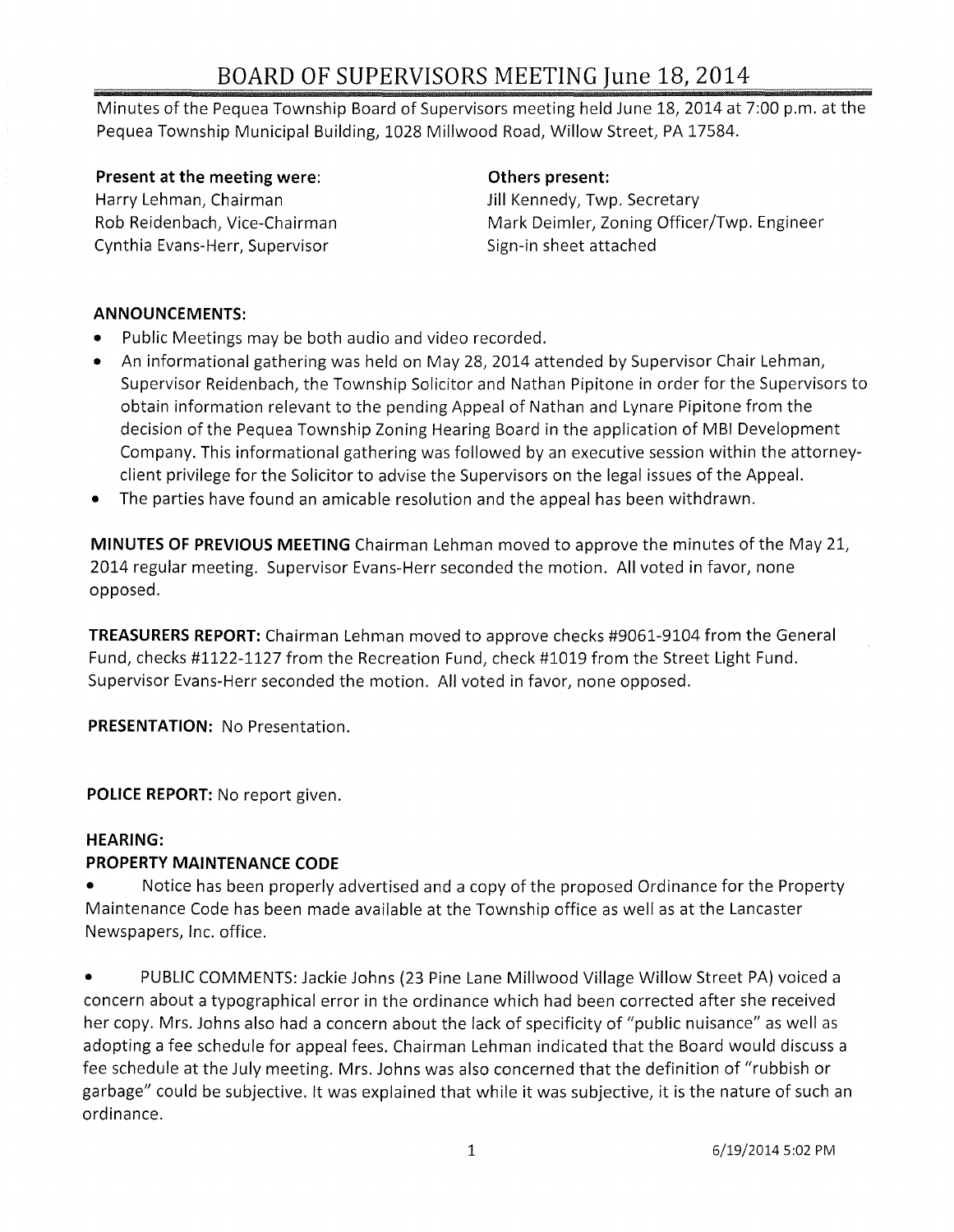# BOARD OF SUPERVISORS MEETING June 18, 2014

Minutes of the Pequea Township Board of Supervisors meeting held June 18, 2014 at 7:00 p.m. at the Pequea Township Municipal Building, 1028 Millwood Road, Willow Street, PA 17584.

**Present at the meeting were:**
Harry Lehman, Chairman
Rob Reidenbach, Vice-Chairman
Cynthia Evans-Herr, Supervisor

**Others present:**
Jill Kennedy, Twp. Secretary
Mark Deimler, Zoning Officer/Twp. Engineer
Sign-in sheet attached

**ANNOUNCEMENTS:**

- Public Meetings may be both audio and video recorded.
- An informational gathering was held on May 28, 2014 attended by Supervisor Chair Lehman, Supervisor Reidenbach, the Township Solicitor and Nathan Pipitone in order for the Supervisors to obtain information relevant to the pending Appeal of Nathan and Lynare Pipitone from the decision of the Pequea Township Zoning Hearing Board in the application of MBI Development Company. This informational gathering was followed by an executive session within the attorney-client privilege for the Solicitor to advise the Supervisors on the legal issues of the Appeal.
- The parties have found an amicable resolution and the appeal has been withdrawn.

**MINUTES OF PREVIOUS MEETING** Chairman Lehman moved to approve the minutes of the May 21, 2014 regular meeting. Supervisor Evans-Herr seconded the motion. All voted in favor, none opposed.

**TREASURERS REPORT:** Chairman Lehman moved to approve checks #9061-9104 from the General Fund, checks #1122-1127 from the Recreation Fund, check #1019 from the Street Light Fund. Supervisor Evans-Herr seconded the motion. All voted in favor, none opposed.

**PRESENTATION:** No Presentation.

**POLICE REPORT:** No report given.

**HEARING:**

**PROPERTY MAINTENANCE CODE**

- Notice has been properly advertised and a copy of the proposed Ordinance for the Property Maintenance Code has been made available at the Township office as well as at the Lancaster Newspapers, Inc. office.

- PUBLIC COMMENTS: Jackie Johns (23 Pine Lane Millwood Village Willow Street PA) voiced a concern about a typographical error in the ordinance which had been corrected after she received her copy. Mrs. Johns also had a concern about the lack of specificity of "public nuisance" as well as adopting a fee schedule for appeal fees. Chairman Lehman indicated that the Board would discuss a fee schedule at the July meeting. Mrs. Johns was also concerned that the definition of "rubbish or garbage" could be subjective. It was explained that while it was subjective, it is the nature of such an ordinance.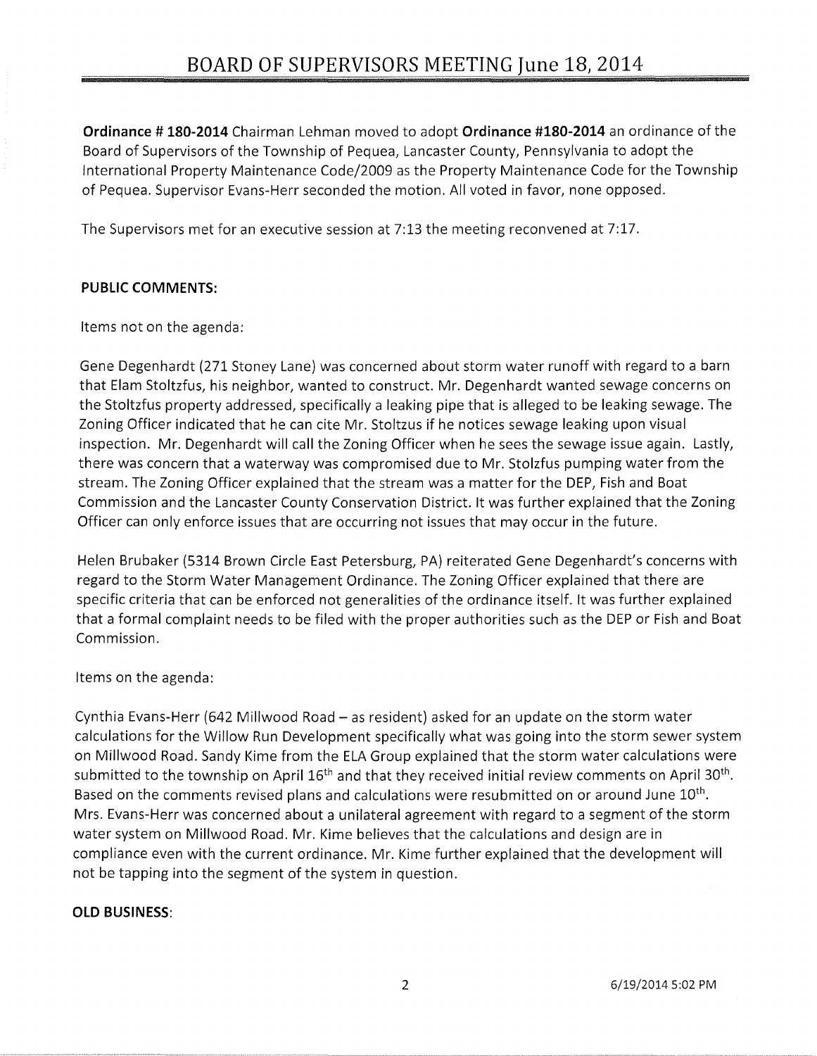**Ordinance # 180-2014** Chairman Lehman moved to adopt **Ordinance #180-2014** an ordinance of the Board of Supervisors of the Township of Pequea, Lancaster County, Pennsylvania to adopt the International Property Maintenance Code/2009 as the Property Maintenance Code for the Township of Pequea. Supervisor Evans-Herr seconded the motion. All voted in favor, none opposed.

The Supervisors met for an executive session at 7:13 the meeting reconvened at 7:17.

**PUBLIC COMMENTS:**

Items not on the agenda:

Gene Degenhardt (271 Stoney Lane) was concerned about storm water runoff with regard to a barn that Elam Stoltzfus, his neighbor, wanted to construct. Mr. Degenhardt wanted sewage concerns on the Stoltzfus property addressed, specifically a leaking pipe that is alleged to be leaking sewage. The Zoning Officer indicated that he can cite Mr. Stoltzus if he notices sewage leaking upon visual inspection. Mr. Degenhardt will call the Zoning Officer when he sees the sewage issue again. Lastly, there was concern that a waterway was compromised due to Mr. Stolzfus pumping water from the stream. The Zoning Officer explained that the stream was a matter for the DEP, Fish and Boat Commission and the Lancaster County Conservation District. It was further explained that the Zoning Officer can only enforce issues that are occurring not issues that may occur in the future.

Helen Brubaker (5314 Brown Circle East Petersburg, PA) reiterated Gene Degenhardt's concerns with regard to the Storm Water Management Ordinance. The Zoning Officer explained that there are specific criteria that can be enforced not generalities of the ordinance itself. It was further explained that a formal complaint needs to be filed with the proper authorities such as the DEP or Fish and Boat Commission.

Items on the agenda:

Cynthia Evans-Herr (642 Millwood Road – as resident) asked for an update on the storm water calculations for the Willow Run Development specifically what was going into the storm sewer system on Millwood Road. Sandy Kime from the ELA Group explained that the storm water calculations were submitted to the township on April 16th and that they received initial review comments on April 30th. Based on the comments revised plans and calculations were resubmitted on or around June 10th. Mrs. Evans-Herr was concerned about a unilateral agreement with regard to a segment of the storm water system on Millwood Road. Mr. Kime believes that the calculations and design are in compliance even with the current ordinance. Mr. Kime further explained that the development will not be tapping into the segment of the system in question.

**OLD BUSINESS:**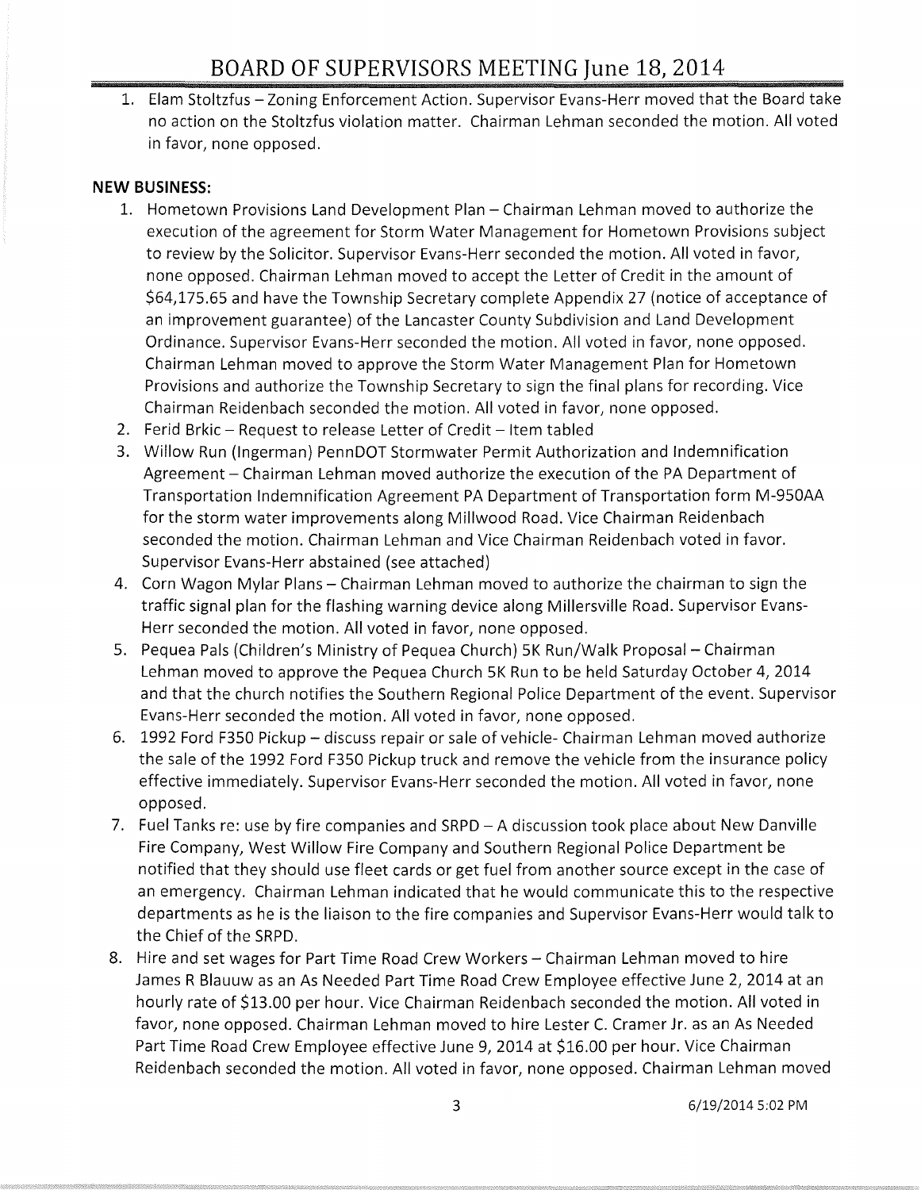1. Elam Stoltzfus – Zoning Enforcement Action. Supervisor Evans-Herr moved that the Board take no action on the Stoltzfus violation matter. Chairman Lehman seconded the motion. All voted in favor, none opposed.

**NEW BUSINESS:**

1. Hometown Provisions Land Development Plan – Chairman Lehman moved to authorize the execution of the agreement for Storm Water Management for Hometown Provisions subject to review by the Solicitor. Supervisor Evans-Herr seconded the motion. All voted in favor, none opposed. Chairman Lehman moved to accept the Letter of Credit in the amount of $64,175.65 and have the Township Secretary complete Appendix 27 (notice of acceptance of an improvement guarantee) of the Lancaster County Subdivision and Land Development Ordinance. Supervisor Evans-Herr seconded the motion. All voted in favor, none opposed. Chairman Lehman moved to approve the Storm Water Management Plan for Hometown Provisions and authorize the Township Secretary to sign the final plans for recording. Vice Chairman Reidenbach seconded the motion. All voted in favor, none opposed.
2. Ferid Brkic – Request to release Letter of Credit – Item tabled
3. Willow Run (Ingerman) PennDOT Stormwater Permit Authorization and Indemnification Agreement – Chairman Lehman moved authorize the execution of the PA Department of Transportation Indemnification Agreement PA Department of Transportation form M-950AA for the storm water improvements along Millwood Road. Vice Chairman Reidenbach seconded the motion. Chairman Lehman and Vice Chairman Reidenbach voted in favor. Supervisor Evans-Herr abstained (see attached)
4. Corn Wagon Mylar Plans – Chairman Lehman moved to authorize the chairman to sign the traffic signal plan for the flashing warning device along Millersville Road. Supervisor Evans-Herr seconded the motion. All voted in favor, none opposed.
5. Pequea Pals (Children's Ministry of Pequea Church) 5K Run/Walk Proposal – Chairman Lehman moved to approve the Pequea Church 5K Run to be held Saturday October 4, 2014 and that the church notifies the Southern Regional Police Department of the event. Supervisor Evans-Herr seconded the motion. All voted in favor, none opposed.
6. 1992 Ford F350 Pickup – discuss repair or sale of vehicle- Chairman Lehman moved authorize the sale of the 1992 Ford F350 Pickup truck and remove the vehicle from the insurance policy effective immediately. Supervisor Evans-Herr seconded the motion. All voted in favor, none opposed.
7. Fuel Tanks re: use by fire companies and SRPD – A discussion took place about New Danville Fire Company, West Willow Fire Company and Southern Regional Police Department be notified that they should use fleet cards or get fuel from another source except in the case of an emergency. Chairman Lehman indicated that he would communicate this to the respective departments as he is the liaison to the fire companies and Supervisor Evans-Herr would talk to the Chief of the SRPD.
8. Hire and set wages for Part Time Road Crew Workers – Chairman Lehman moved to hire James R Blauuw as an As Needed Part Time Road Crew Employee effective June 2, 2014 at an hourly rate of $13.00 per hour. Vice Chairman Reidenbach seconded the motion. All voted in favor, none opposed. Chairman Lehman moved to hire Lester C. Cramer Jr. as an As Needed Part Time Road Crew Employee effective June 9, 2014 at $16.00 per hour. Vice Chairman Reidenbach seconded the motion. All voted in favor, none opposed. Chairman Lehman moved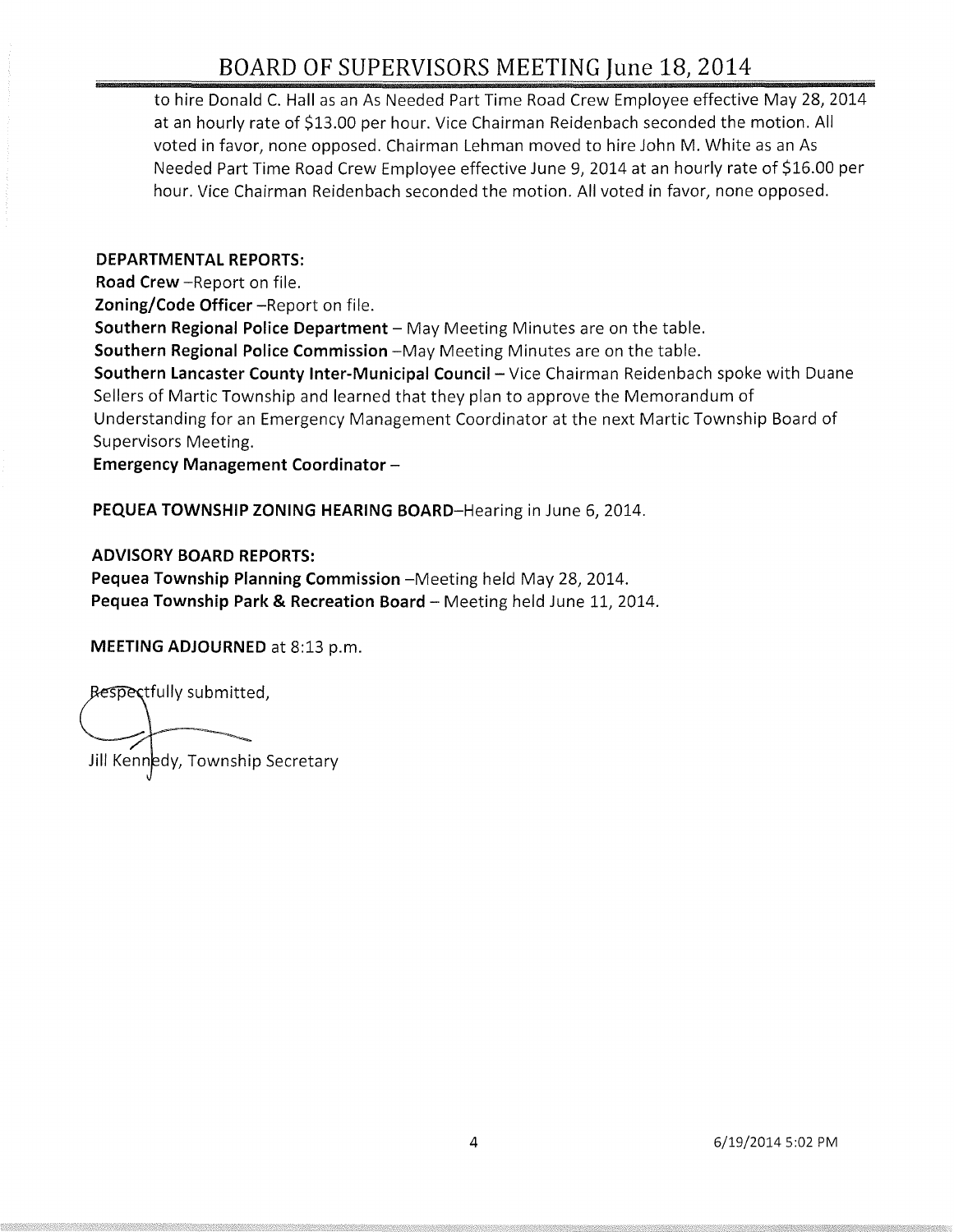to hire Donald C. Hall as an As Needed Part Time Road Crew Employee effective May 28, 2014 at an hourly rate of $13.00 per hour. Vice Chairman Reidenbach seconded the motion. All voted in favor, none opposed. Chairman Lehman moved to hire John M. White as an As Needed Part Time Road Crew Employee effective June 9, 2014 at an hourly rate of $16.00 per hour. Vice Chairman Reidenbach seconded the motion. All voted in favor, none opposed.

**DEPARTMENTAL REPORTS:**

**Road Crew** –Report on file.

**Zoning/Code Officer** –Report on file.

**Southern Regional Police Department** – May Meeting Minutes are on the table.

**Southern Regional Police Commission** –May Meeting Minutes are on the table.

**Southern Lancaster County Inter-Municipal Council** – Vice Chairman Reidenbach spoke with Duane Sellers of Martic Township and learned that they plan to approve the Memorandum of Understanding for an Emergency Management Coordinator at the next Martic Township Board of Supervisors Meeting.

**Emergency Management Coordinator** –

**PEQUEA TOWNSHIP ZONING HEARING BOARD**–Hearing in June 6, 2014.

**ADVISORY BOARD REPORTS:**

**Pequea Township Planning Commission** –Meeting held May 28, 2014.

**Pequea Township Park & Recreation Board** – Meeting held June 11, 2014.

**MEETING ADJOURNED** at 8:13 p.m.

Respectfully submitted,

Jill Kennedy, Township Secretary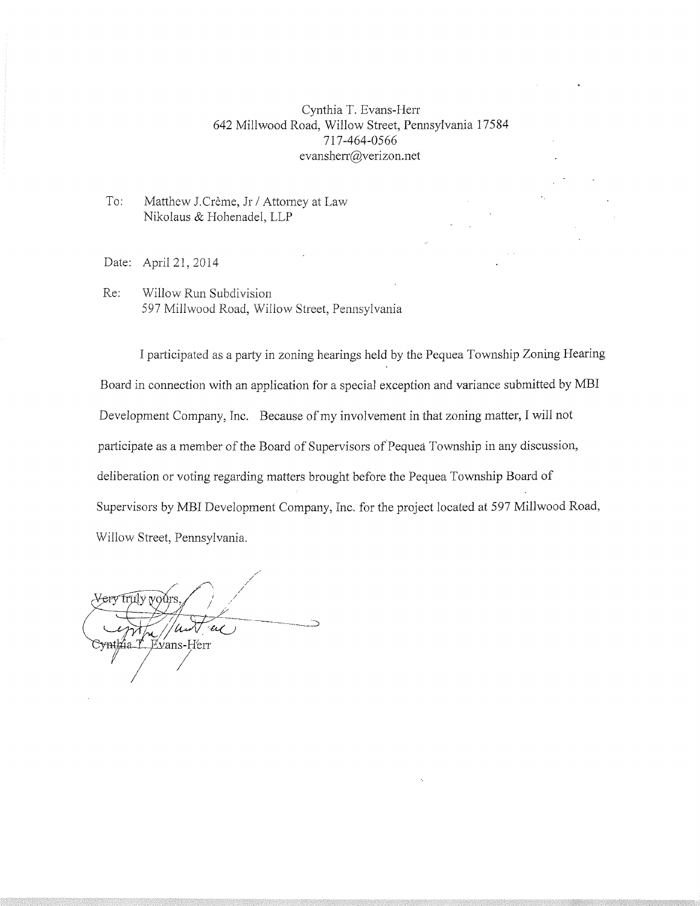Cynthia T. Evans-Herr
642 Millwood Road, Willow Street, Pennsylvania 17584
717-464-0566
evansherr@verizon.net

To: Matthew J.Crème, Jr / Attorney at Law
Nikolaus & Hohenadel, LLP

Date: April 21, 2014

Re: Willow Run Subdivision
597 Millwood Road, Willow Street, Pennsylvania

I participated as a party in zoning hearings held by the Pequea Township Zoning Hearing Board in connection with an application for a special exception and variance submitted by MBI Development Company, Inc. Because of my involvement in that zoning matter, I will not participate as a member of the Board of Supervisors of Pequea Township in any discussion, deliberation or voting regarding matters brought before the Pequea Township Board of Supervisors by MBI Development Company, Inc. for the project located at 597 Millwood Road, Willow Street, Pennsylvania.

Very truly yours,

Cynthia T. Evans-Herr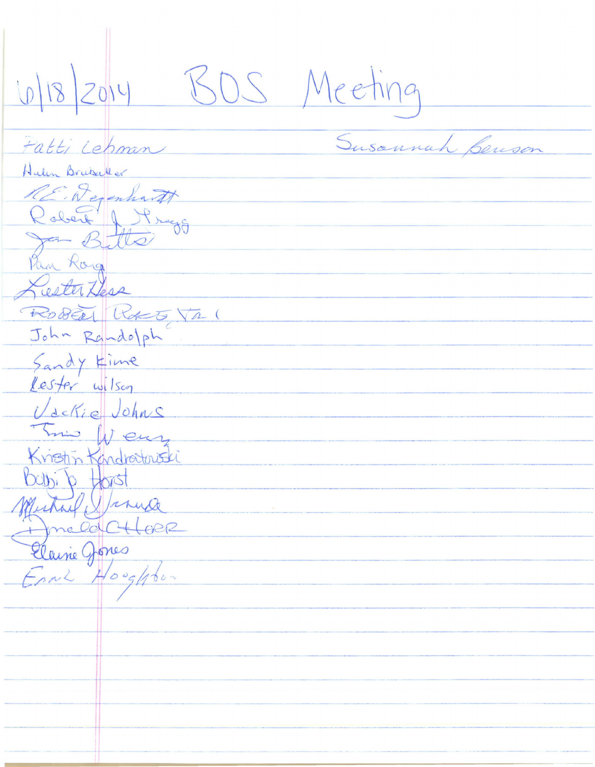# 6/18/2014 BOS Meeting

Patti Lehman

Susannah Benson

Helen Brubaker

R.E. Wegenhartt

Robert J. Gregg

Jan Butts

Pam Rang

Lester Hess

Robert Roko Jr.

John Randolph

Sandy Kime

Lester Wilson

Jackie Johns

Tim Weary

Kristin Kondratowski

Bobbi Jo Horst

Michael Jenrude

Donald C. Herr

Elaine Jones

Earl Houghton